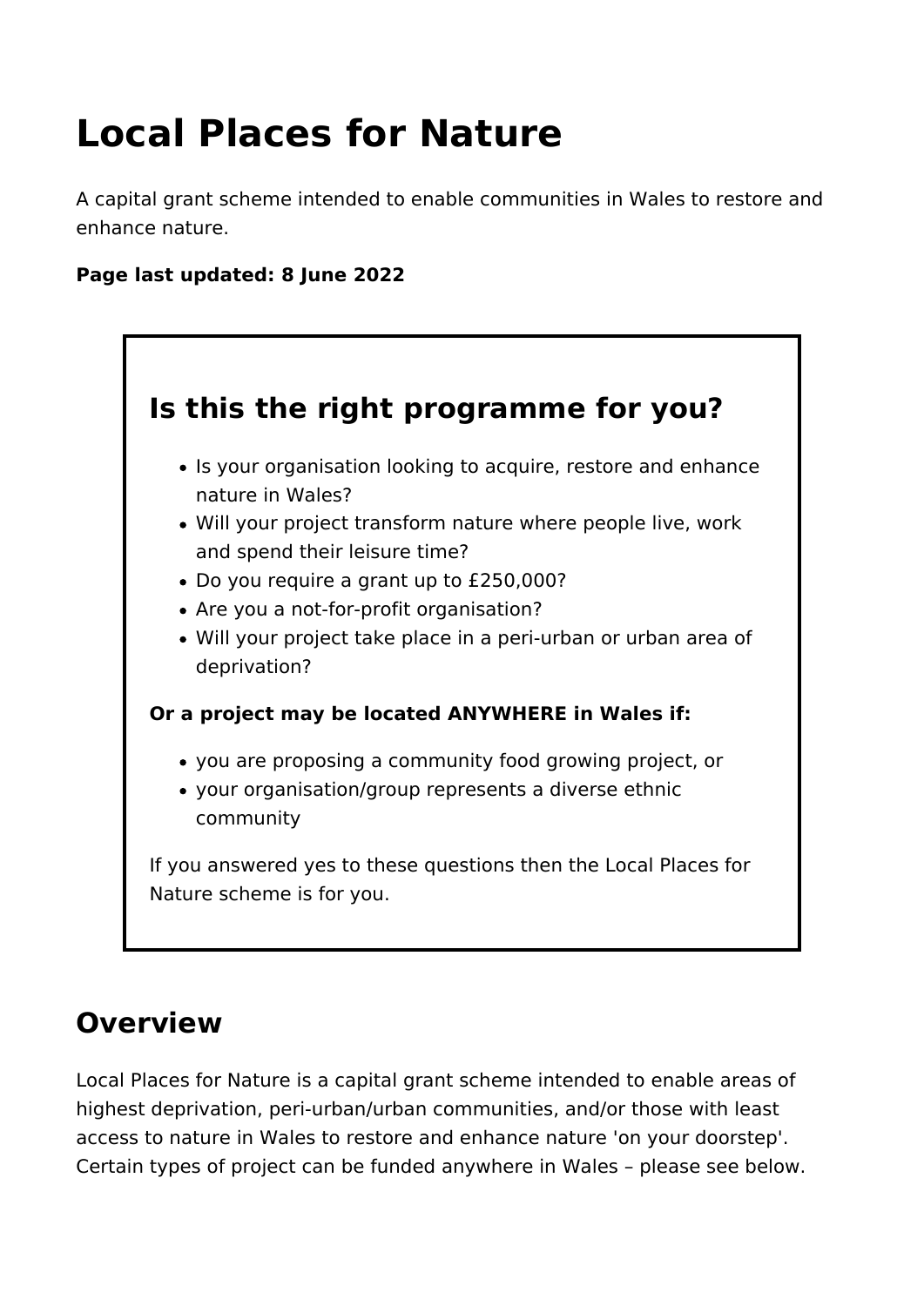# Local Places for Nature

A capital grant scheme intended to enable communities in Wales to restore and enhance nature.

**Page last updated: 8 June 2022**

## Is this the right programme for you?

- Is your organisation looking to acquire, restore and enhance nature in Wales?
- Will your project transform nature where people live, work and spend their leisure time?
- Do you require a grant up to £250,000?
- Are you a not-for-profit organisation?
- Will your project take place in a peri-urban or urban area of deprivation?

**Or a project may be located ANYWHERE in Wales if:**

- you are proposing a community food growing project, or
- your organisation/group represents a diverse ethnic community

If you answered yes to these questions then the Local Places for Nature scheme is for you.

## Overview

Local Places for Nature is a capital grant scheme intended to enable areas of highest deprivation, peri-urban/urban communities, and/or those with least access to nature in Wales to restore and enhance nature 'on your doorstep'. Certain types of project can be funded anywhere in Wales – please see below.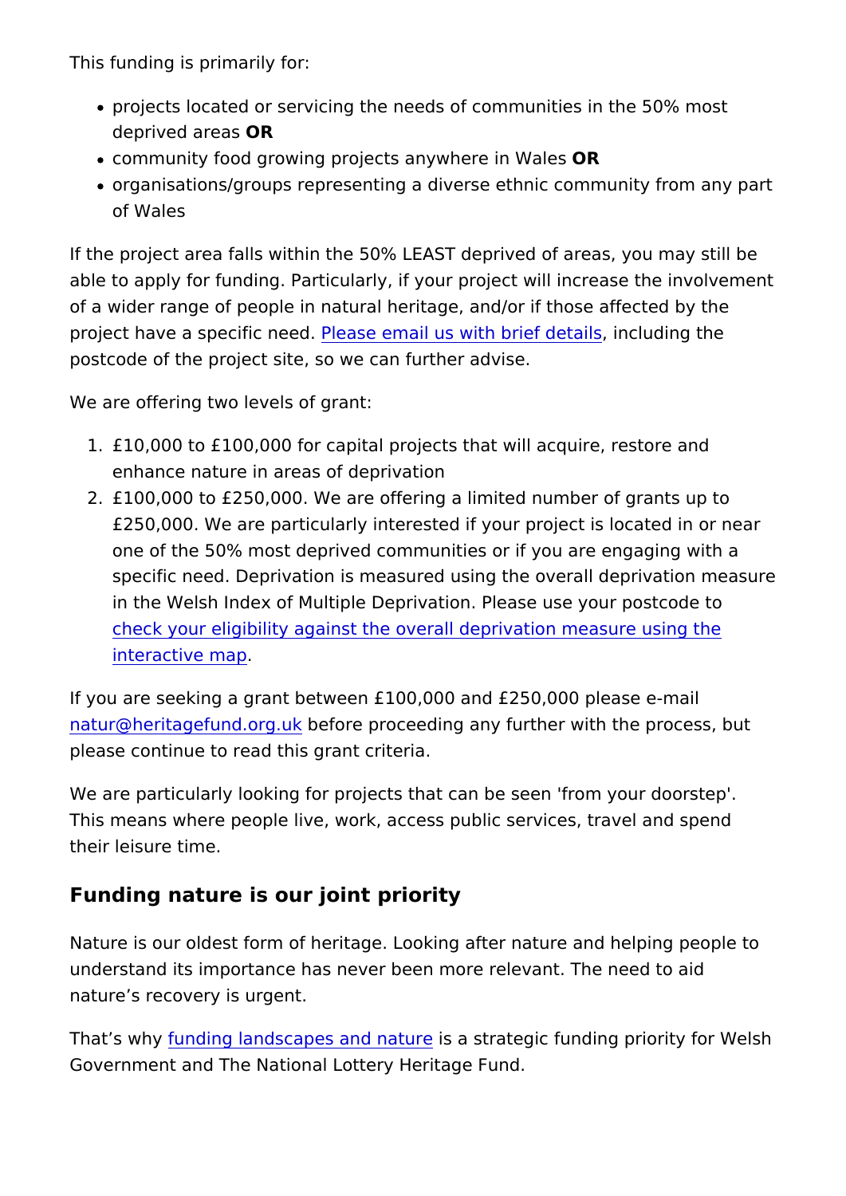This funding is primarily for:

- projects located or servicing the needs of communities in the 50% most deprived areas **OR**
- community food growing projects anywhere in Wales **OR**
- organisations/groups representing a diverse ethnic community from any part of Wales

If the project area falls within the 50% LEAST deprived of areas, you may still be able to apply for funding. Particularly, if your project will increase the involvement of a wider range of people in natural heritage, and/or if those affected by the project have a specific need. Please email us with brief details, including the postcode of the project site, so we can further advise.

We are offering two levels of grant:

1. £10,000 to £100,000 for capital projects that will acquire, restore and enhance nature in areas of deprivation
2. £100,000 to £250,000. We are offering a limited number of grants up to £250,000. We are particularly interested if your project is located in or near one of the 50% most deprived communities or if you are engaging with a specific need. Deprivation is measured using the overall deprivation measure in the Welsh Index of Multiple Deprivation. Please use your postcode to check your eligibility against the overall deprivation measure using the interactive map.

If you are seeking a grant between £100,000 and £250,000 please e-mail natur@heritagefund.org.uk before proceeding any further with the process, but please continue to read this grant criteria.

We are particularly looking for projects that can be seen 'from your doorstep'. This means where people live, work, access public services, travel and spend their leisure time.

## Funding nature is our joint priority

Nature is our oldest form of heritage. Looking after nature and helping people to understand its importance has never been more relevant. The need to aid nature's recovery is urgent.

That's why funding landscapes and nature is a strategic funding priority for Welsh Government and The National Lottery Heritage Fund.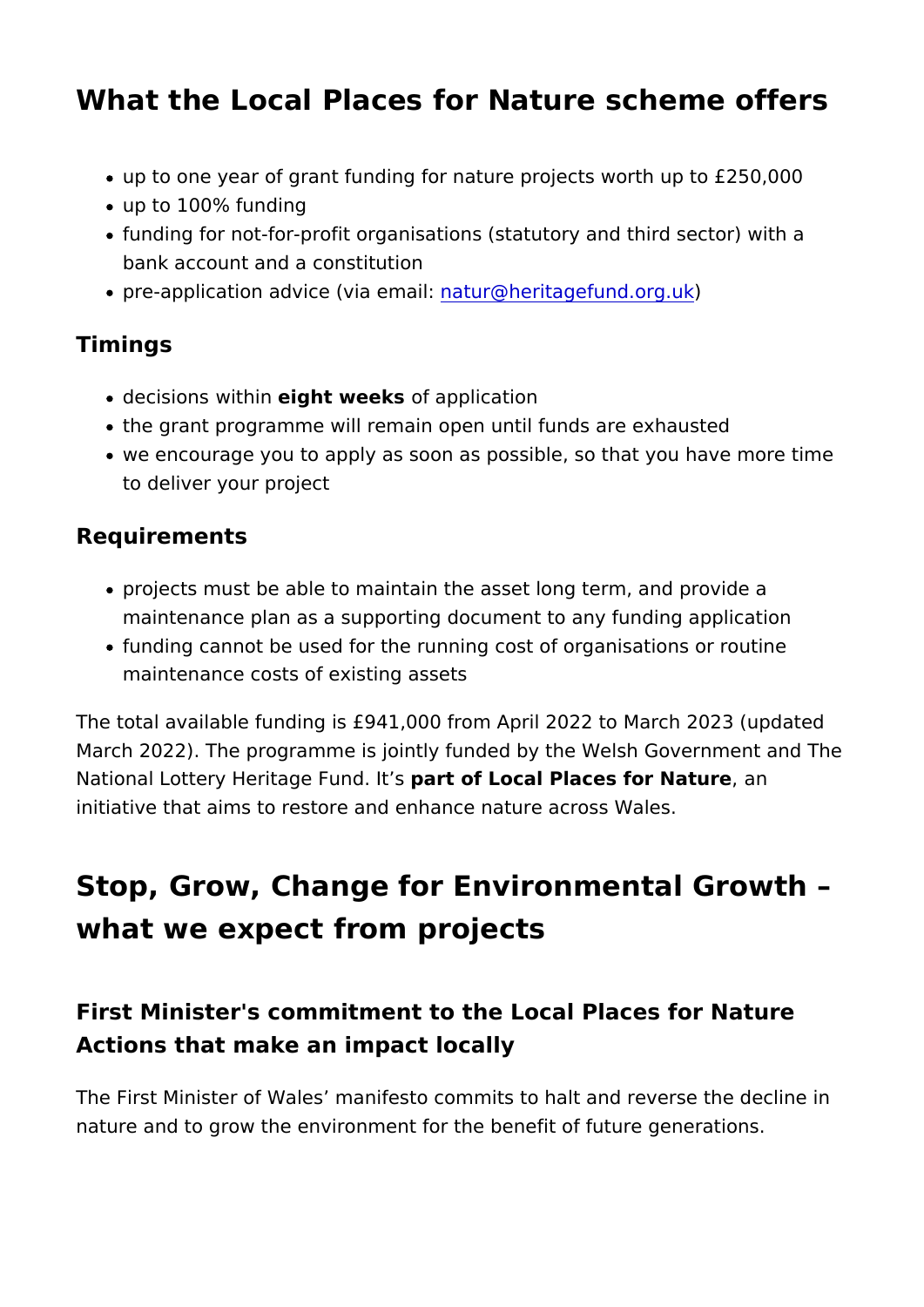## What the Local Places for Nature scheme offers

- up to one year of grant funding for nature projects worth up to £250,000
- up to 100% funding
- funding for not-for-profit organisations (statutory and third sector) with a bank account and a constitution
- pre-application advice (via email: natur@heritagefund.org.uk)

### Timings

- decisions within **eight weeks** of application
- the grant programme will remain open until funds are exhausted
- we encourage you to apply as soon as possible, so that you have more time to deliver your project

### Requirements

- projects must be able to maintain the asset long term, and provide a maintenance plan as a supporting document to any funding application
- funding cannot be used for the running cost of organisations or routine maintenance costs of existing assets

The total available funding is £941,000 from April 2022 to March 2023 (updated March 2022). The programme is jointly funded by the Welsh Government and The National Lottery Heritage Fund. It's **part of Local Places for Nature**, an initiative that aims to restore and enhance nature across Wales.

## Stop, Grow, Change for Environmental Growth – what we expect from projects

### First Minister's commitment to the Local Places for Nature Actions that make an impact locally

The First Minister of Wales' manifesto commits to halt and reverse the decline in nature and to grow the environment for the benefit of future generations.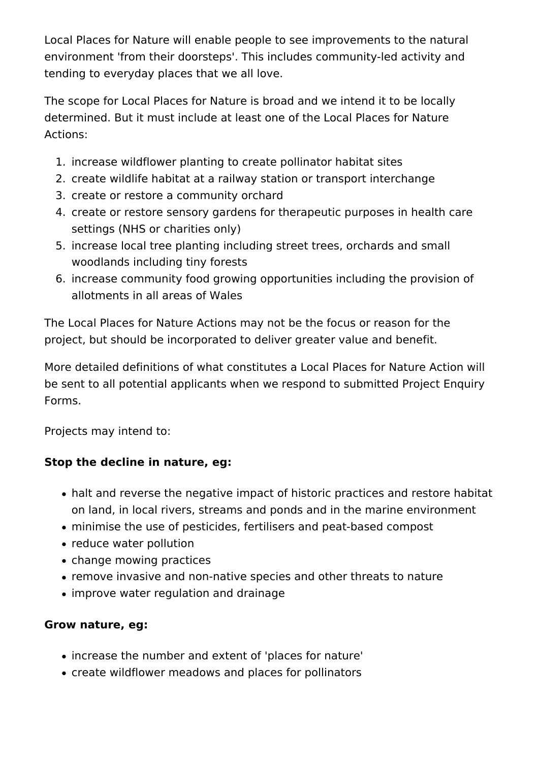Local Places for Nature will enable people to see improvements to the natural environment 'from their doorsteps'. This includes community-led activity and tending to everyday places that we all love.

The scope for Local Places for Nature is broad and we intend it to be locally determined. But it must include at least one of the Local Places for Nature Actions:

1. increase wildflower planting to create pollinator habitat sites
2. create wildlife habitat at a railway station or transport interchange
3. create or restore a community orchard
4. create or restore sensory gardens for therapeutic purposes in health care settings (NHS or charities only)
5. increase local tree planting including street trees, orchards and small woodlands including tiny forests
6. increase community food growing opportunities including the provision of allotments in all areas of Wales

The Local Places for Nature Actions may not be the focus or reason for the project, but should be incorporated to deliver greater value and benefit.

More detailed definitions of what constitutes a Local Places for Nature Action will be sent to all potential applicants when we respond to submitted Project Enquiry Forms.

Projects may intend to:

**Stop the decline in nature, eg:**

- halt and reverse the negative impact of historic practices and restore habitat on land, in local rivers, streams and ponds and in the marine environment
- minimise the use of pesticides, fertilisers and peat-based compost
- reduce water pollution
- change mowing practices
- remove invasive and non-native species and other threats to nature
- improve water regulation and drainage

**Grow nature, eg:**

- increase the number and extent of 'places for nature'
- create wildflower meadows and places for pollinators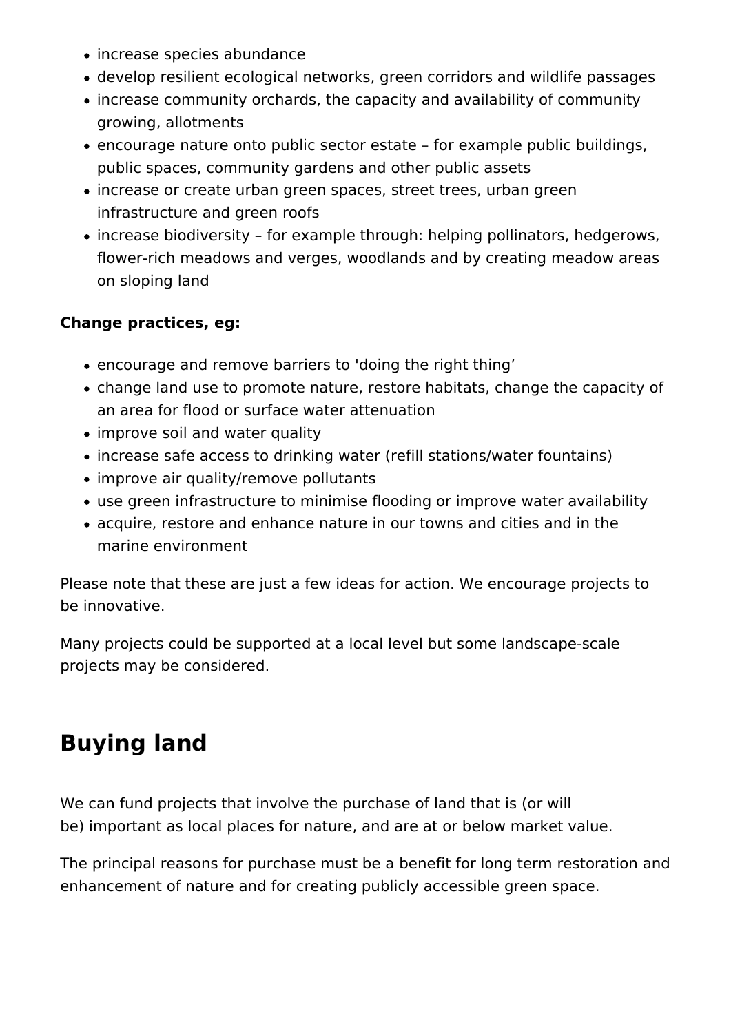- increase species abundance
- develop resilient ecological networks, green corridors and wildlife passages
- increase community orchards, the capacity and availability of community growing, allotments
- encourage nature onto public sector estate – for example public buildings, public spaces, community gardens and other public assets
- increase or create urban green spaces, street trees, urban green infrastructure and green roofs
- increase biodiversity – for example through: helping pollinators, hedgerows, flower-rich meadows and verges, woodlands and by creating meadow areas on sloping land

**Change practices, eg:**

- encourage and remove barriers to 'doing the right thing’
- change land use to promote nature, restore habitats, change the capacity of an area for flood or surface water attenuation
- improve soil and water quality
- increase safe access to drinking water (refill stations/water fountains)
- improve air quality/remove pollutants
- use green infrastructure to minimise flooding or improve water availability
- acquire, restore and enhance nature in our towns and cities and in the marine environment

Please note that these are just a few ideas for action. We encourage projects to be innovative.

Many projects could be supported at a local level but some landscape-scale projects may be considered.

## Buying land

We can fund projects that involve the purchase of land that is (or will be) important as local places for nature, and are at or below market value.

The principal reasons for purchase must be a benefit for long term restoration and enhancement of nature and for creating publicly accessible green space.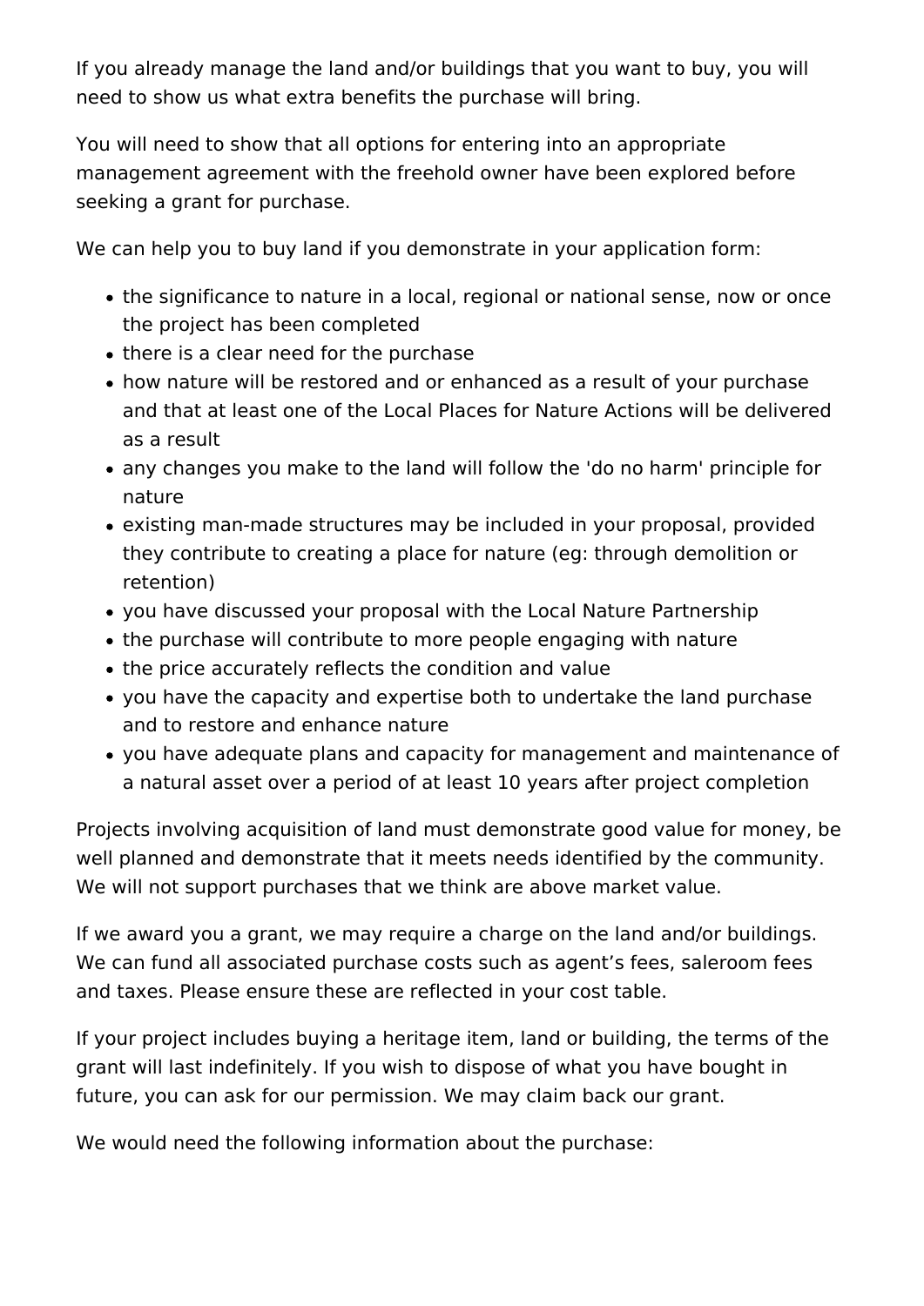If you already manage the land and/or buildings that you want to buy, you will need to show us what extra benefits the purchase will bring.

You will need to show that all options for entering into an appropriate management agreement with the freehold owner have been explored before seeking a grant for purchase.

We can help you to buy land if you demonstrate in your application form:

- the significance to nature in a local, regional or national sense, now or once the project has been completed
- there is a clear need for the purchase
- how nature will be restored and or enhanced as a result of your purchase and that at least one of the Local Places for Nature Actions will be delivered as a result
- any changes you make to the land will follow the 'do no harm' principle for nature
- existing man-made structures may be included in your proposal, provided they contribute to creating a place for nature (eg: through demolition or retention)
- you have discussed your proposal with the Local Nature Partnership
- the purchase will contribute to more people engaging with nature
- the price accurately reflects the condition and value
- you have the capacity and expertise both to undertake the land purchase and to restore and enhance nature
- you have adequate plans and capacity for management and maintenance of a natural asset over a period of at least 10 years after project completion

Projects involving acquisition of land must demonstrate good value for money, be well planned and demonstrate that it meets needs identified by the community. We will not support purchases that we think are above market value.

If we award you a grant, we may require a charge on the land and/or buildings. We can fund all associated purchase costs such as agent's fees, saleroom fees and taxes. Please ensure these are reflected in your cost table.

If your project includes buying a heritage item, land or building, the terms of the grant will last indefinitely. If you wish to dispose of what you have bought in future, you can ask for our permission. We may claim back our grant.

We would need the following information about the purchase: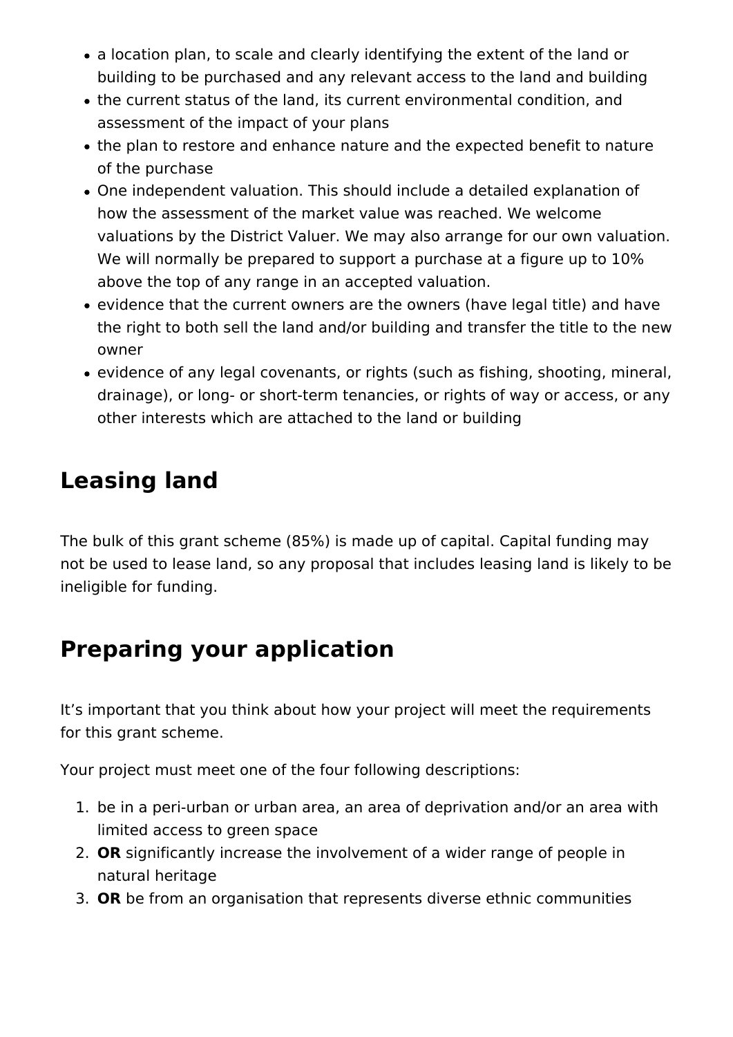- a location plan, to scale and clearly identifying the extent of the land or building to be purchased and any relevant access to the land and building
- the current status of the land, its current environmental condition, and assessment of the impact of your plans
- the plan to restore and enhance nature and the expected benefit to nature of the purchase
- One independent valuation. This should include a detailed explanation of how the assessment of the market value was reached. We welcome valuations by the District Valuer. We may also arrange for our own valuation. We will normally be prepared to support a purchase at a figure up to 10% above the top of any range in an accepted valuation.
- evidence that the current owners are the owners (have legal title) and have the right to both sell the land and/or building and transfer the title to the new owner
- evidence of any legal covenants, or rights (such as fishing, shooting, mineral, drainage), or long- or short-term tenancies, or rights of way or access, or any other interests which are attached to the land or building

## Leasing land

The bulk of this grant scheme (85%) is made up of capital. Capital funding may not be used to lease land, so any proposal that includes leasing land is likely to be ineligible for funding.

## Preparing your application

It's important that you think about how your project will meet the requirements for this grant scheme.

Your project must meet one of the four following descriptions:

1. be in a peri-urban or urban area, an area of deprivation and/or an area with limited access to green space
2. **OR** significantly increase the involvement of a wider range of people in natural heritage
3. **OR** be from an organisation that represents diverse ethnic communities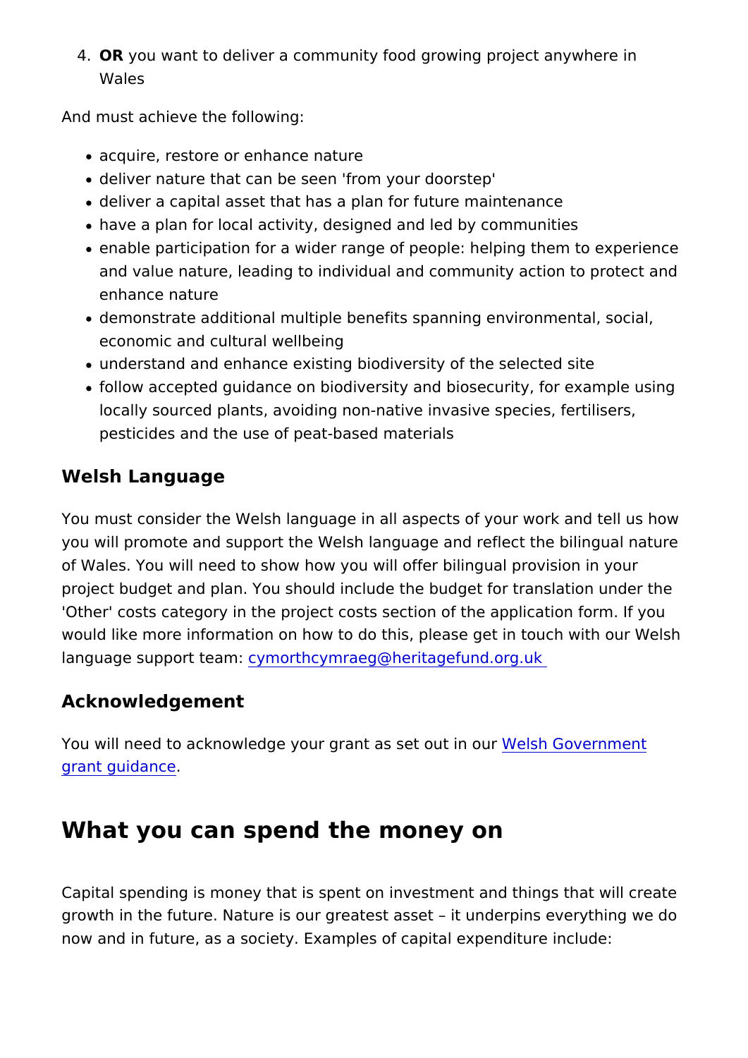4. **OR** you want to deliver a community food growing project anywhere in Wales

And must achieve the following:

- acquire, restore or enhance nature
- deliver nature that can be seen 'from your doorstep'
- deliver a capital asset that has a plan for future maintenance
- have a plan for local activity, designed and led by communities
- enable participation for a wider range of people: helping them to experience and value nature, leading to individual and community action to protect and enhance nature
- demonstrate additional multiple benefits spanning environmental, social, economic and cultural wellbeing
- understand and enhance existing biodiversity of the selected site
- follow accepted guidance on biodiversity and biosecurity, for example using locally sourced plants, avoiding non-native invasive species, fertilisers, pesticides and the use of peat-based materials

### Welsh Language

You must consider the Welsh language in all aspects of your work and tell us how you will promote and support the Welsh language and reflect the bilingual nature of Wales. You will need to show how you will offer bilingual provision in your project budget and plan. You should include the budget for translation under the 'Other' costs category in the project costs section of the application form. If you would like more information on how to do this, please get in touch with our Welsh language support team: cymorthcymraeg@heritagefund.org.uk

### Acknowledgement

You will need to acknowledge your grant as set out in our Welsh Government grant guidance.

## What you can spend the money on

Capital spending is money that is spent on investment and things that will create growth in the future. Nature is our greatest asset – it underpins everything we do now and in future, as a society. Examples of capital expenditure include: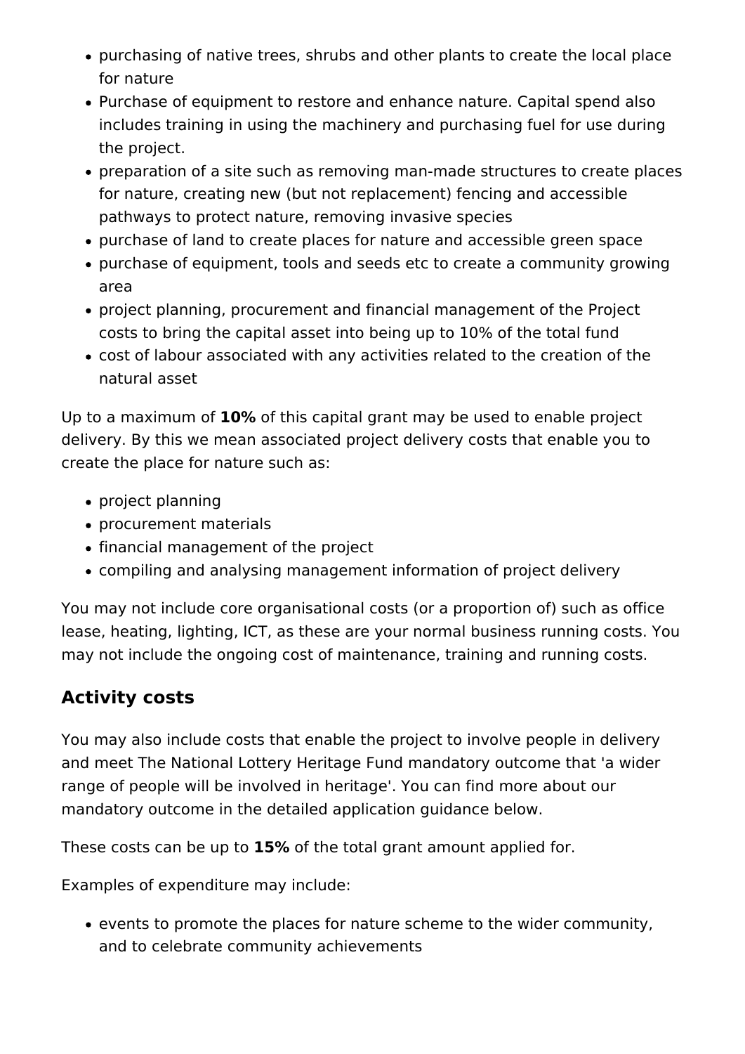- purchasing of native trees, shrubs and other plants to create the local place for nature
- Purchase of equipment to restore and enhance nature. Capital spend also includes training in using the machinery and purchasing fuel for use during the project.
- preparation of a site such as removing man-made structures to create places for nature, creating new (but not replacement) fencing and accessible pathways to protect nature, removing invasive species
- purchase of land to create places for nature and accessible green space
- purchase of equipment, tools and seeds etc to create a community growing area
- project planning, procurement and financial management of the Project costs to bring the capital asset into being up to 10% of the total fund
- cost of labour associated with any activities related to the creation of the natural asset

Up to a maximum of **10%** of this capital grant may be used to enable project delivery. By this we mean associated project delivery costs that enable you to create the place for nature such as:

- project planning
- procurement materials
- financial management of the project
- compiling and analysing management information of project delivery

You may not include core organisational costs (or a proportion of) such as office lease, heating, lighting, ICT, as these are your normal business running costs. You may not include the ongoing cost of maintenance, training and running costs.

## Activity costs

You may also include costs that enable the project to involve people in delivery and meet The National Lottery Heritage Fund mandatory outcome that 'a wider range of people will be involved in heritage'. You can find more about our mandatory outcome in the detailed application guidance below.

These costs can be up to **15%** of the total grant amount applied for.

Examples of expenditure may include:

- events to promote the places for nature scheme to the wider community, and to celebrate community achievements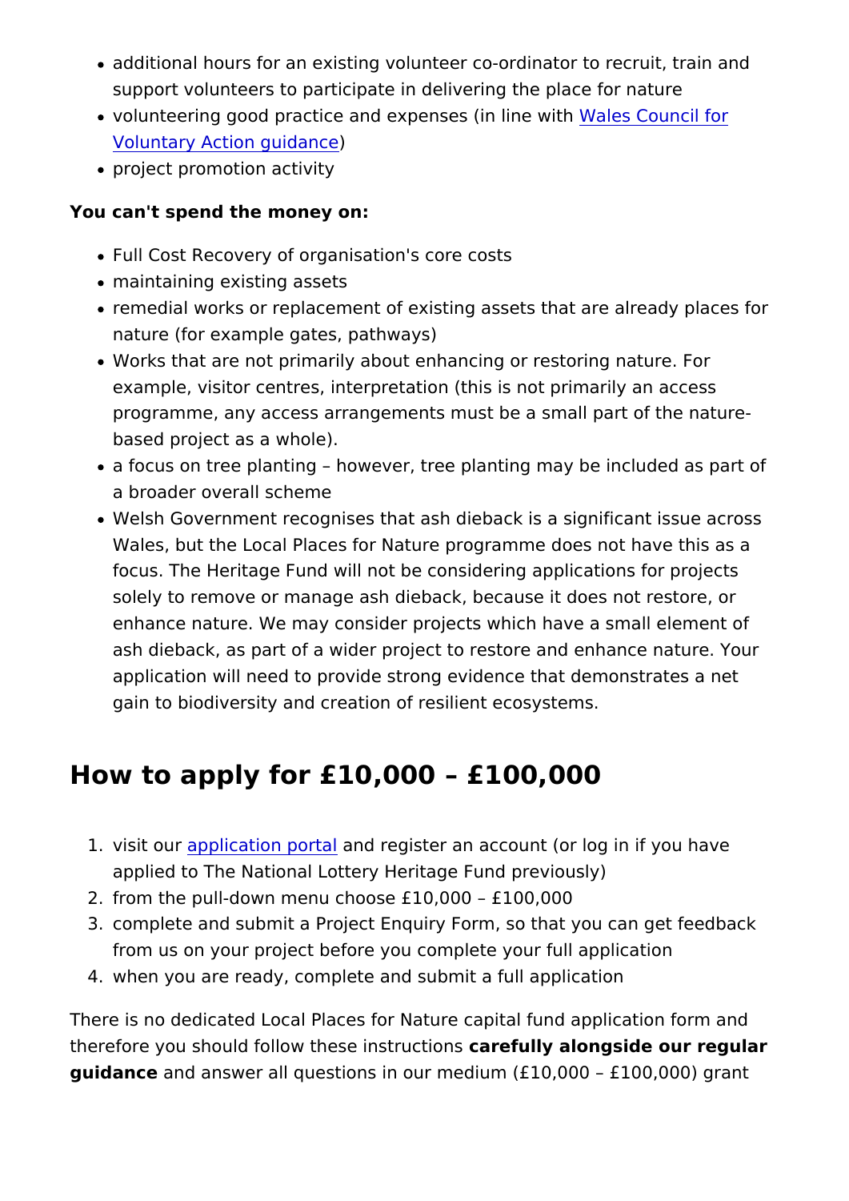- additional hours for an existing volunteer co-ordinator to recruit, train and support volunteers to participate in delivering the place for nature
- volunteering good practice and expenses (in line with Wales Council for Voluntary Action guidance)
- project promotion activity

**You can't spend the money on:**

- Full Cost Recovery of organisation's core costs
- maintaining existing assets
- remedial works or replacement of existing assets that are already places for nature (for example gates, pathways)
- Works that are not primarily about enhancing or restoring nature. For example, visitor centres, interpretation (this is not primarily an access programme, any access arrangements must be a small part of the nature-based project as a whole).
- a focus on tree planting – however, tree planting may be included as part of a broader overall scheme
- Welsh Government recognises that ash dieback is a significant issue across Wales, but the Local Places for Nature programme does not have this as a focus. The Heritage Fund will not be considering applications for projects solely to remove or manage ash dieback, because it does not restore, or enhance nature. We may consider projects which have a small element of ash dieback, as part of a wider project to restore and enhance nature. Your application will need to provide strong evidence that demonstrates a net gain to biodiversity and creation of resilient ecosystems.

## How to apply for £10,000 – £100,000

1. visit our application portal and register an account (or log in if you have applied to The National Lottery Heritage Fund previously)
2. from the pull-down menu choose £10,000 – £100,000
3. complete and submit a Project Enquiry Form, so that you can get feedback from us on your project before you complete your full application
4. when you are ready, complete and submit a full application

There is no dedicated Local Places for Nature capital fund application form and therefore you should follow these instructions **carefully alongside our regular guidance** and answer all questions in our medium (£10,000 – £100,000) grant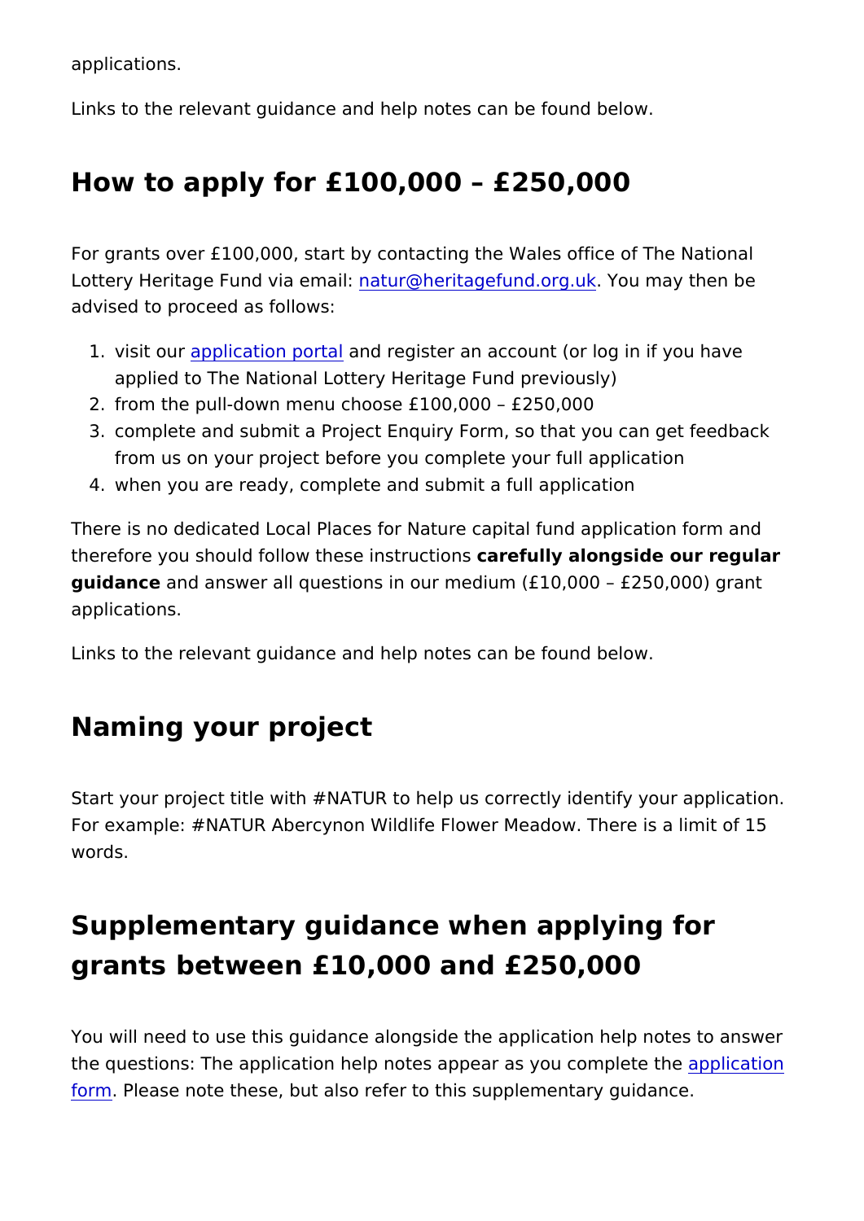applications.

Links to the relevant guidance and help notes can be found below.

## How to apply for £100,000 – £250,000

For grants over £100,000, start by contacting the Wales office of The National Lottery Heritage Fund via email: natur@heritagefund.org.uk. You may then be advised to proceed as follows:

1. visit our application portal and register an account (or log in if you have applied to The National Lottery Heritage Fund previously)
2. from the pull-down menu choose £100,000 – £250,000
3. complete and submit a Project Enquiry Form, so that you can get feedback from us on your project before you complete your full application
4. when you are ready, complete and submit a full application

There is no dedicated Local Places for Nature capital fund application form and therefore you should follow these instructions **carefully alongside our regular guidance** and answer all questions in our medium (£10,000 – £250,000) grant applications.

Links to the relevant guidance and help notes can be found below.

## Naming your project

Start your project title with #NATUR to help us correctly identify your application. For example: #NATUR Abercynon Wildlife Flower Meadow. There is a limit of 15 words.

## Supplementary guidance when applying for grants between £10,000 and £250,000

You will need to use this guidance alongside the application help notes to answer the questions: The application help notes appear as you complete the application form. Please note these, but also refer to this supplementary guidance.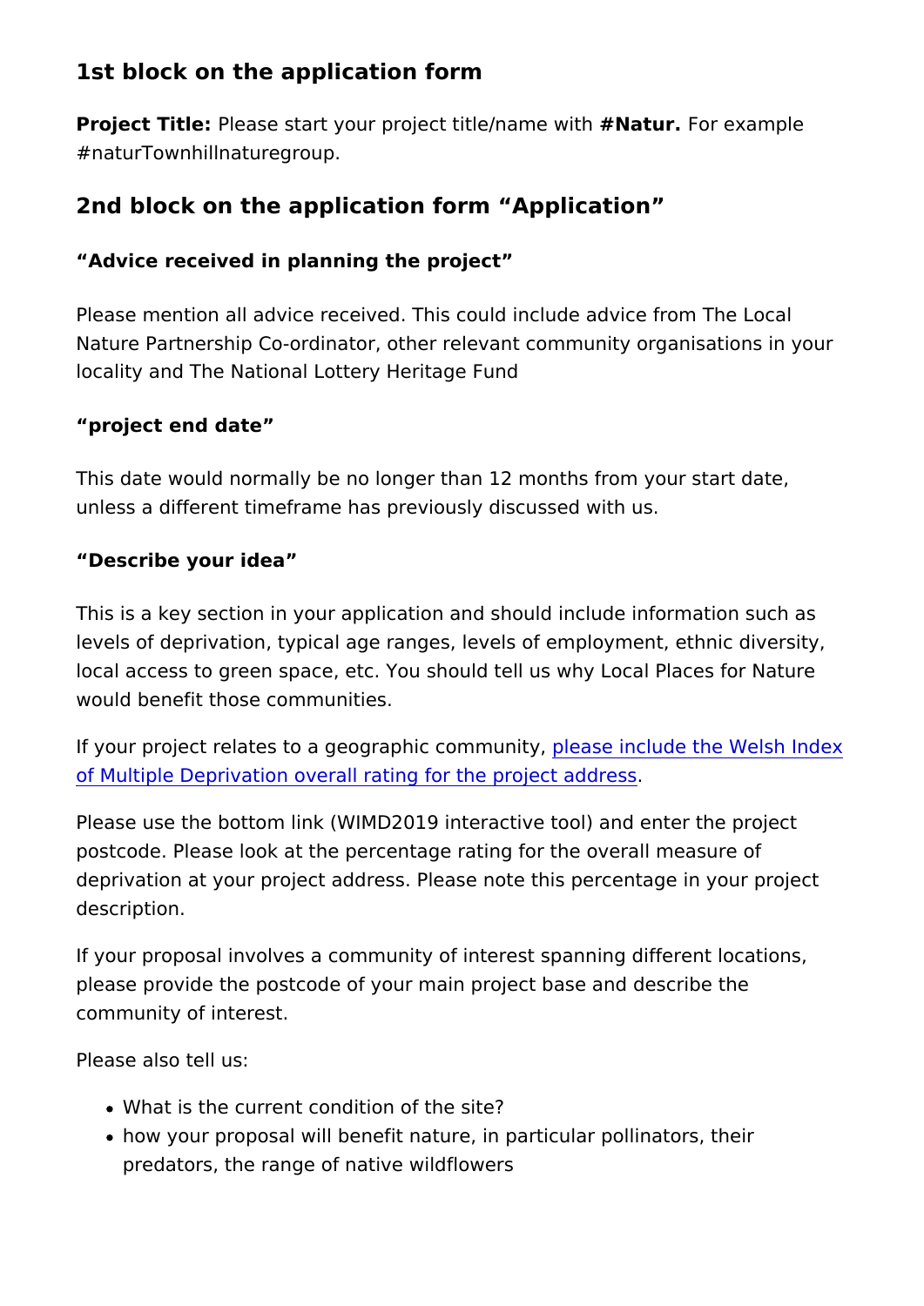## 1st block on the application form

**Project Title:** Please start your project title/name with **#Natur.** For example #naturTownhillnaturegroup.

## 2nd block on the application form "Application"

**"Advice received in planning the project"**

Please mention all advice received. This could include advice from The Local Nature Partnership Co-ordinator, other relevant community organisations in your locality and The National Lottery Heritage Fund

**"project end date"**

This date would normally be no longer than 12 months from your start date, unless a different timeframe has previously discussed with us.

**"Describe your idea"**

This is a key section in your application and should include information such as levels of deprivation, typical age ranges, levels of employment, ethnic diversity, local access to green space, etc. You should tell us why Local Places for Nature would benefit those communities.

If your project relates to a geographic community, please include the Welsh Index of Multiple Deprivation overall rating for the project address.

Please use the bottom link (WIMD2019 interactive tool) and enter the project postcode. Please look at the percentage rating for the overall measure of deprivation at your project address. Please note this percentage in your project description.

If your proposal involves a community of interest spanning different locations, please provide the postcode of your main project base and describe the community of interest.

Please also tell us:

- What is the current condition of the site?
- how your proposal will benefit nature, in particular pollinators, their predators, the range of native wildflowers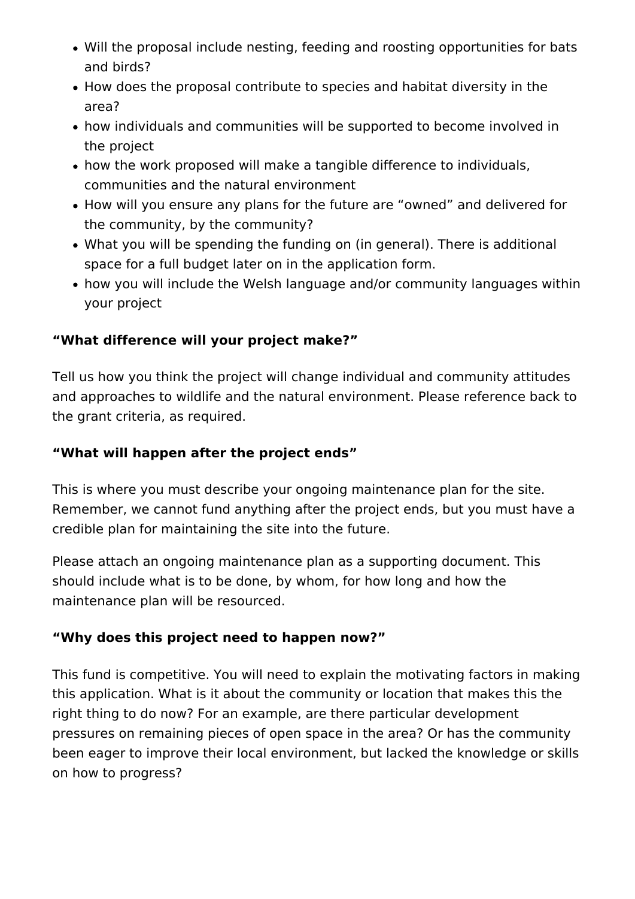- Will the proposal include nesting, feeding and roosting opportunities for bats and birds?
- How does the proposal contribute to species and habitat diversity in the area?
- how individuals and communities will be supported to become involved in the project
- how the work proposed will make a tangible difference to individuals, communities and the natural environment
- How will you ensure any plans for the future are “owned” and delivered for the community, by the community?
- What you will be spending the funding on (in general). There is additional space for a full budget later on in the application form.
- how you will include the Welsh language and/or community languages within your project

**“What difference will your project make?”**

Tell us how you think the project will change individual and community attitudes and approaches to wildlife and the natural environment. Please reference back to the grant criteria, as required.

**“What will happen after the project ends”**

This is where you must describe your ongoing maintenance plan for the site. Remember, we cannot fund anything after the project ends, but you must have a credible plan for maintaining the site into the future.

Please attach an ongoing maintenance plan as a supporting document. This should include what is to be done, by whom, for how long and how the maintenance plan will be resourced.

**“Why does this project need to happen now?”**

This fund is competitive. You will need to explain the motivating factors in making this application. What is it about the community or location that makes this the right thing to do now? For an example, are there particular development pressures on remaining pieces of open space in the area? Or has the community been eager to improve their local environment, but lacked the knowledge or skills on how to progress?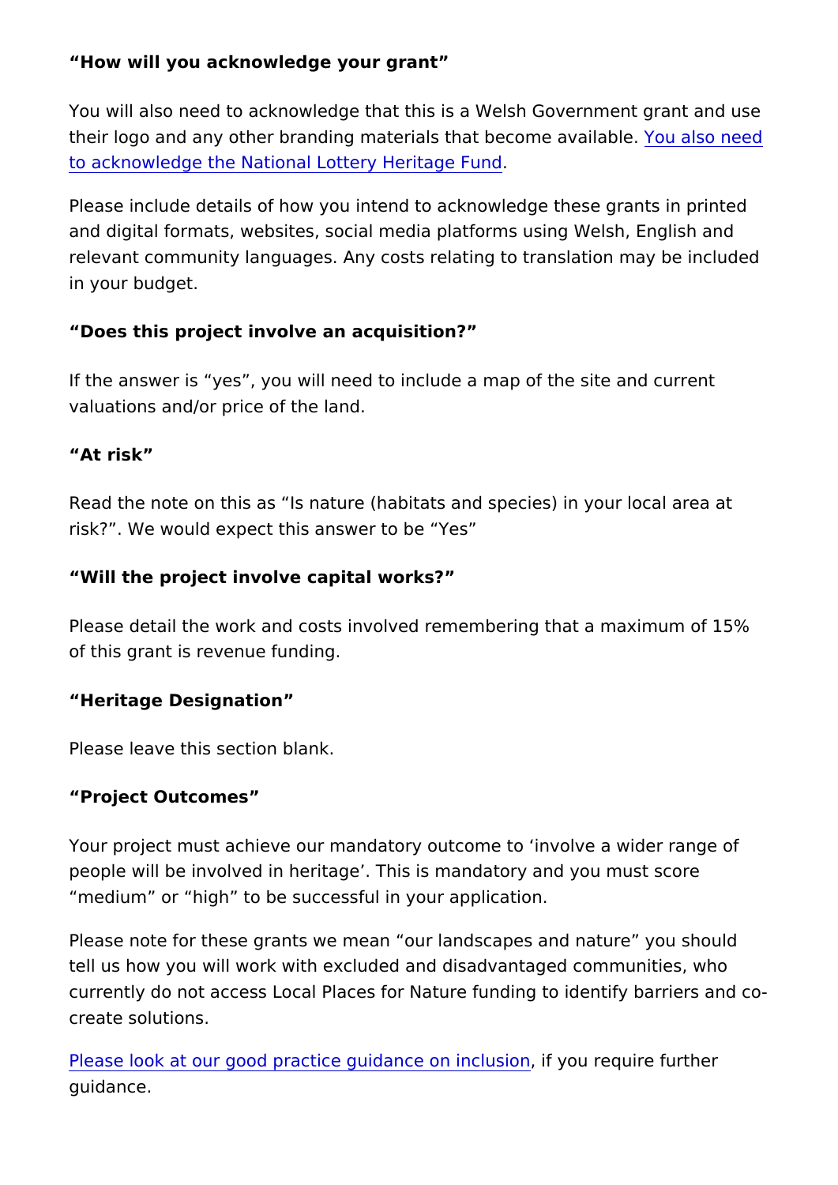**“How will you acknowledge your grant”**

You will also need to acknowledge that this is a Welsh Government grant and use their logo and any other branding materials that become available. You also need to acknowledge the National Lottery Heritage Fund.

Please include details of how you intend to acknowledge these grants in printed and digital formats, websites, social media platforms using Welsh, English and relevant community languages. Any costs relating to translation may be included in your budget.

**“Does this project involve an acquisition?”**

If the answer is “yes”, you will need to include a map of the site and current valuations and/or price of the land.

**“At risk”**

Read the note on this as “Is nature (habitats and species) in your local area at risk?”. We would expect this answer to be “Yes”

**“Will the project involve capital works?”**

Please detail the work and costs involved remembering that a maximum of 15% of this grant is revenue funding.

**“Heritage Designation”**

Please leave this section blank.

**“Project Outcomes”**

Your project must achieve our mandatory outcome to ‘involve a wider range of people will be involved in heritage’. This is mandatory and you must score “medium” or “high” to be successful in your application.

Please note for these grants we mean “our landscapes and nature” you should tell us how you will work with excluded and disadvantaged communities, who currently do not access Local Places for Nature funding to identify barriers and co-create solutions.

Please look at our good practice guidance on inclusion, if you require further guidance.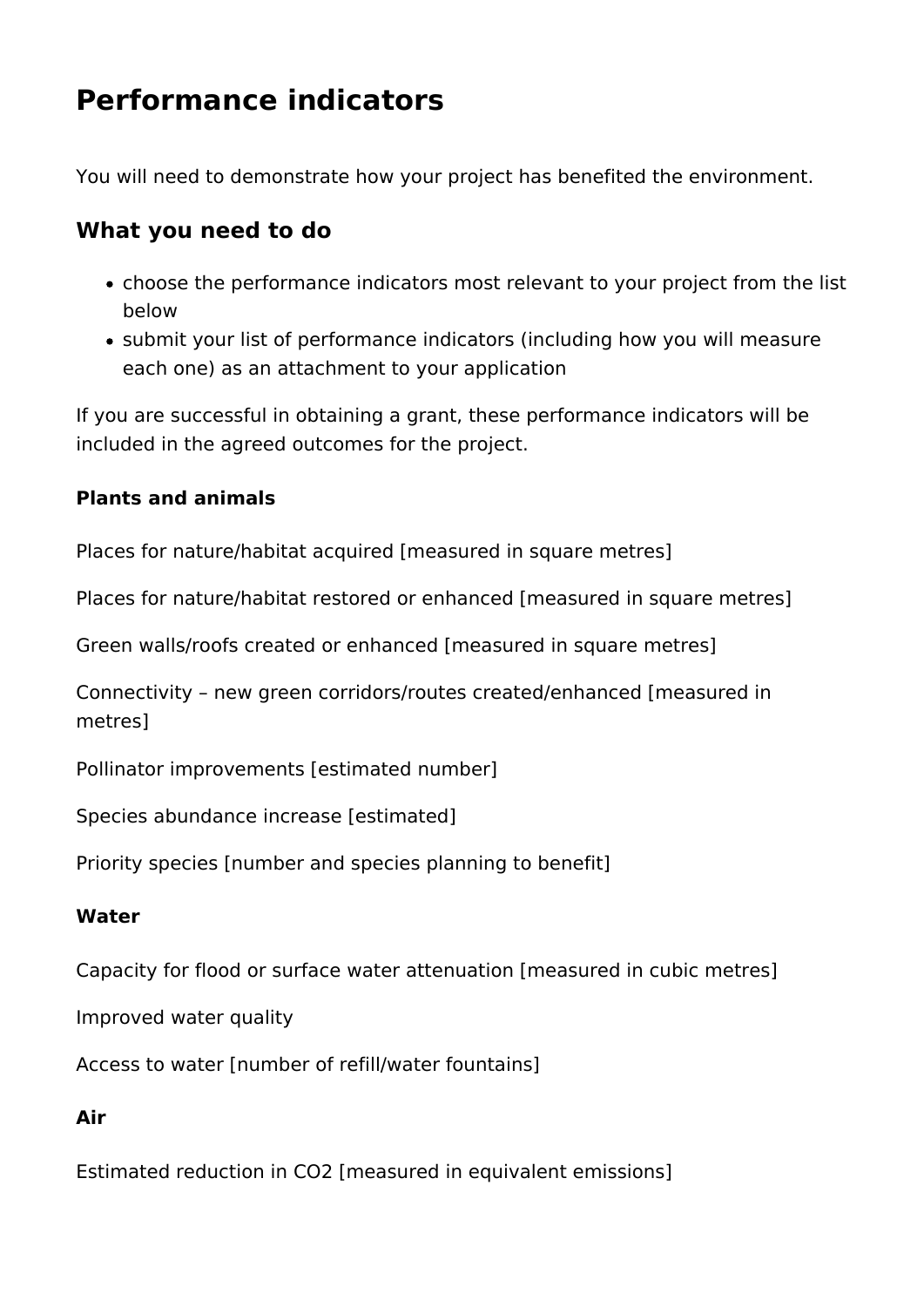# Performance indicators

You will need to demonstrate how your project has benefited the environment.

## What you need to do

- choose the performance indicators most relevant to your project from the list below
- submit your list of performance indicators (including how you will measure each one) as an attachment to your application

If you are successful in obtaining a grant, these performance indicators will be included in the agreed outcomes for the project.

**Plants and animals**

Places for nature/habitat acquired [measured in square metres]

Places for nature/habitat restored or enhanced [measured in square metres]

Green walls/roofs created or enhanced [measured in square metres]

Connectivity – new green corridors/routes created/enhanced [measured in metres]

Pollinator improvements [estimated number]

Species abundance increase [estimated]

Priority species [number and species planning to benefit]

**Water**

Capacity for flood or surface water attenuation [measured in cubic metres]

Improved water quality

Access to water [number of refill/water fountains]

**Air**

Estimated reduction in $CO_2$ [measured in equivalent emissions]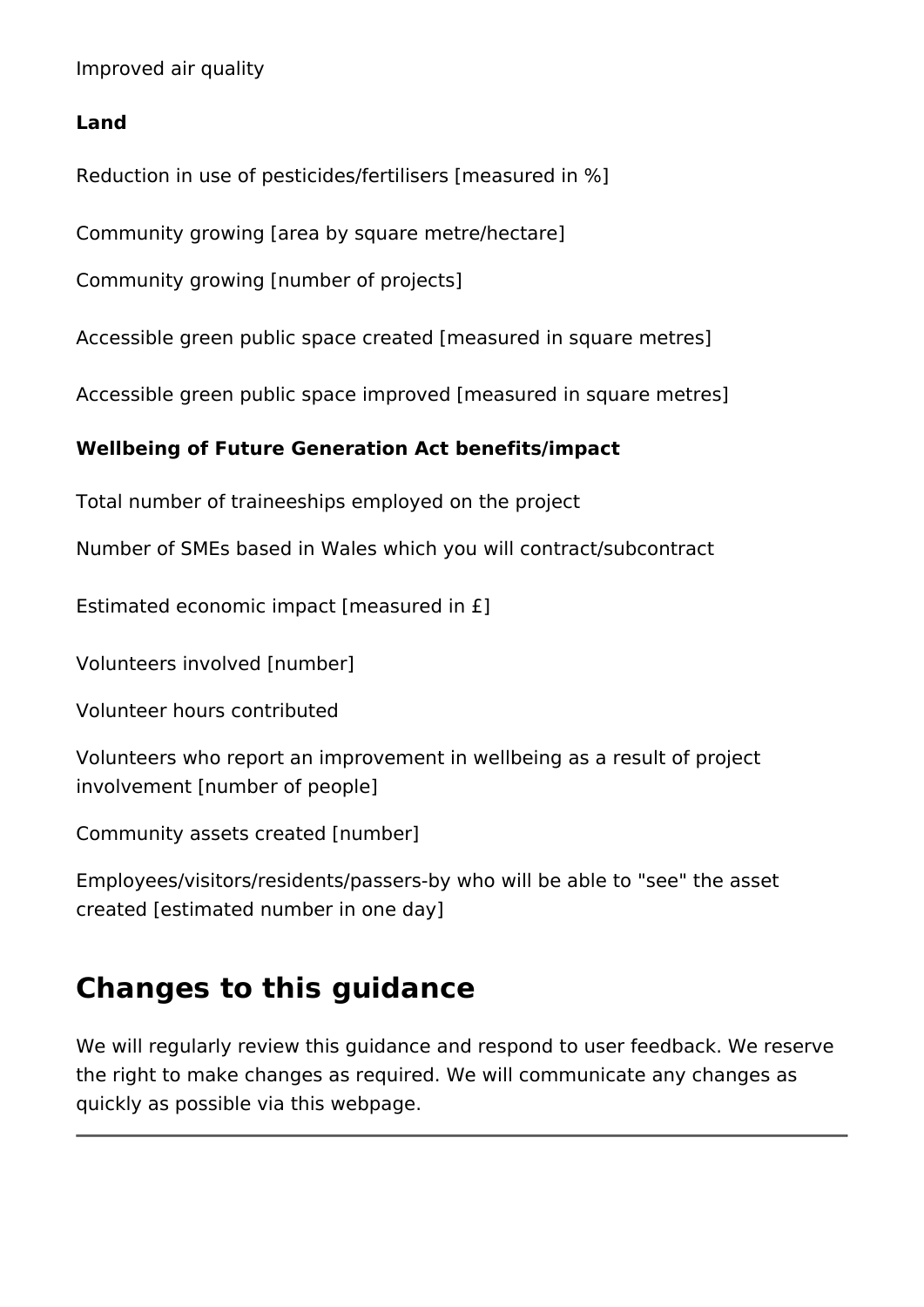Improved air quality

**Land**

Reduction in use of pesticides/fertilisers [measured in %]

Community growing [area by square metre/hectare]

Community growing [number of projects]

Accessible green public space created [measured in square metres]

Accessible green public space improved [measured in square metres]

**Wellbeing of Future Generation Act benefits/impact**

Total number of traineeships employed on the project

Number of SMEs based in Wales which you will contract/subcontract

Estimated economic impact [measured in £]

Volunteers involved [number]

Volunteer hours contributed

Volunteers who report an improvement in wellbeing as a result of project involvement [number of people]

Community assets created [number]

Employees/visitors/residents/passers-by who will be able to "see" the asset created [estimated number in one day]

## Changes to this guidance

We will regularly review this guidance and respond to user feedback. We reserve the right to make changes as required. We will communicate any changes as quickly as possible via this webpage.

---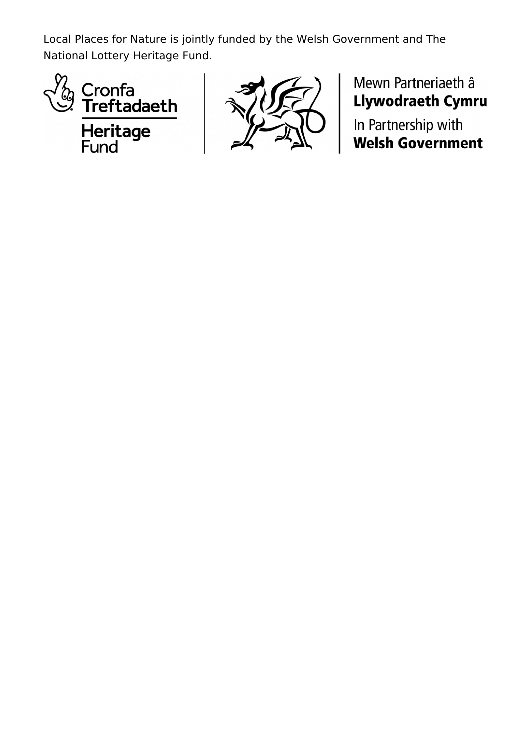Local Places for Nature is jointly funded by the Welsh Government and The National Lottery Heritage Fund.

Cronfa Treftadaeth

Heritage Fund

Mewn Partneriaeth â **Llywodraeth Cymru**

In Partnership with **Welsh Government**